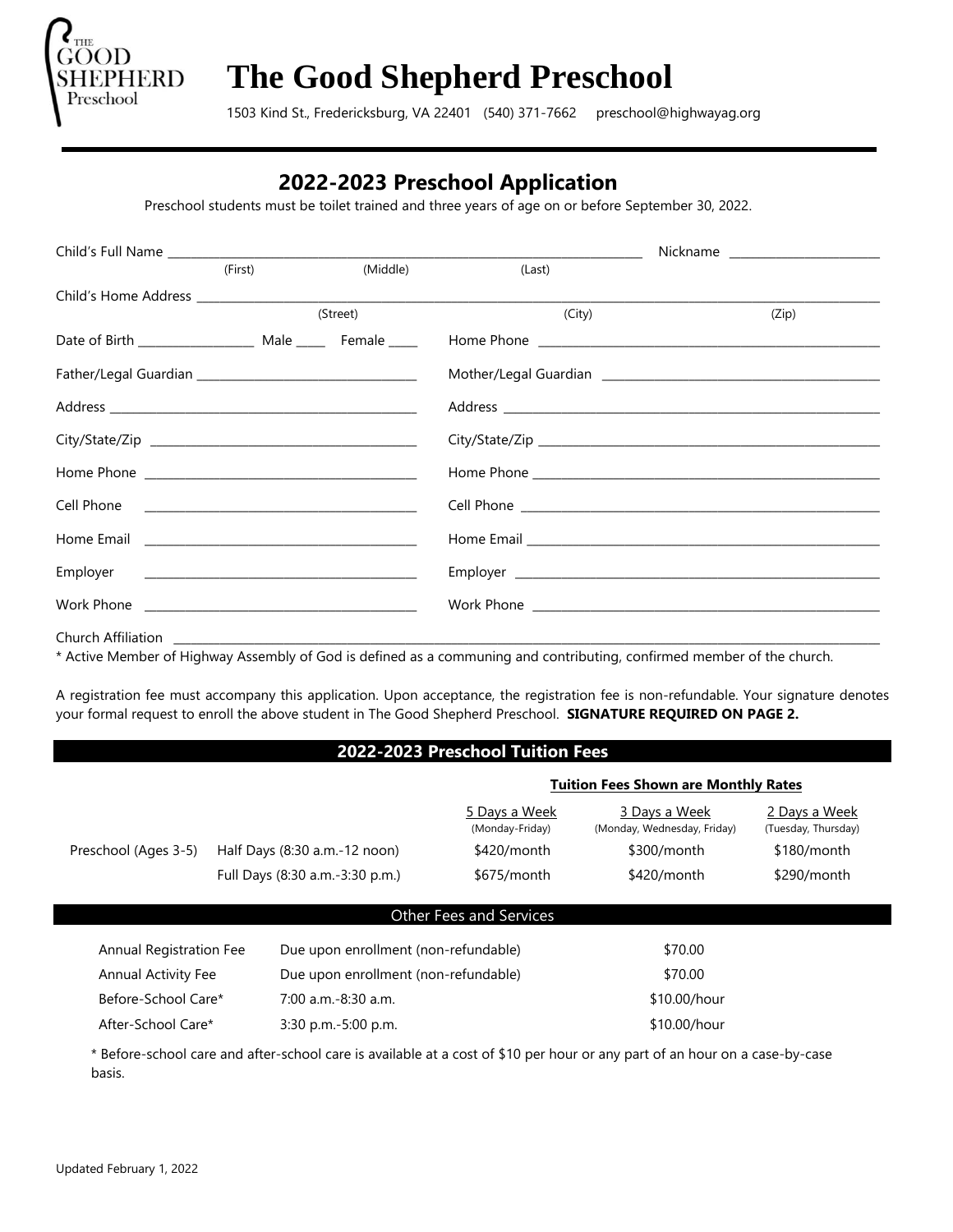# The Good Shepherd Preschool

1503 Kind St., Fredericksburg, VA 22401 (540) 371-7662 preschool@highwayag.org

## 2022-2023 Preschool Application

Preschool students must be toilet trained and three years of age on or before September 30, 2022.

Child's Full Name ______________________________________________ Nickname ____________________
(First) (Middle) (Last)

Child's Home Address ____________________________________________________________________
(Street) (City) (Zip)

Date of Birth ________________ Male _____ Female _____ Home Phone ______________________________

| | |
|---|---|
| Father/Legal Guardian ______________________ | Mother/Legal Guardian ______________________ |
| Address ______________________ | Address ______________________ |
| City/State/Zip ______________________ | City/State/Zip ______________________ |
| Home Phone ______________________ | Home Phone ______________________ |
| Cell Phone ______________________ | Cell Phone ______________________ |
| Home Email ______________________ | Home Email ______________________ |
| Employer ______________________ | Employer ______________________ |
| Work Phone ______________________ | Work Phone ______________________ |

Church Affiliation ________________________________________________________________________

* Active Member of Highway Assembly of God is defined as a communing and contributing, confirmed member of the church.

A registration fee must accompany this application. Upon acceptance, the registration fee is non-refundable. Your signature denotes your formal request to enroll the above student in The Good Shepherd Preschool. **SIGNATURE REQUIRED ON PAGE 2.**

## 2022-2023 Preschool Tuition Fees

**Tuition Fees Shown are Monthly Rates**

| | | 5 Days a Week (Monday-Friday) | 3 Days a Week (Monday, Wednesday, Friday) | 2 Days a Week (Tuesday, Thursday) |
|---|---|---|---|---|
| Preschool (Ages 3-5) | Half Days (8:30 a.m.-12 noon) | $420/month | $300/month | $180/month |
| | Full Days (8:30 a.m.-3:30 p.m.) | $675/month | $420/month | $290/month |

## Other Fees and Services

| | | |
|---|---|---|
| Annual Registration Fee | Due upon enrollment (non-refundable) | $70.00 |
| Annual Activity Fee | Due upon enrollment (non-refundable) | $70.00 |
| Before-School Care* | 7:00 a.m.-8:30 a.m. | $10.00/hour |
| After-School Care* | 3:30 p.m.-5:00 p.m. | $10.00/hour |

* Before-school care and after-school care is available at a cost of $10 per hour or any part of an hour on a case-by-case basis.

Updated February 1, 2022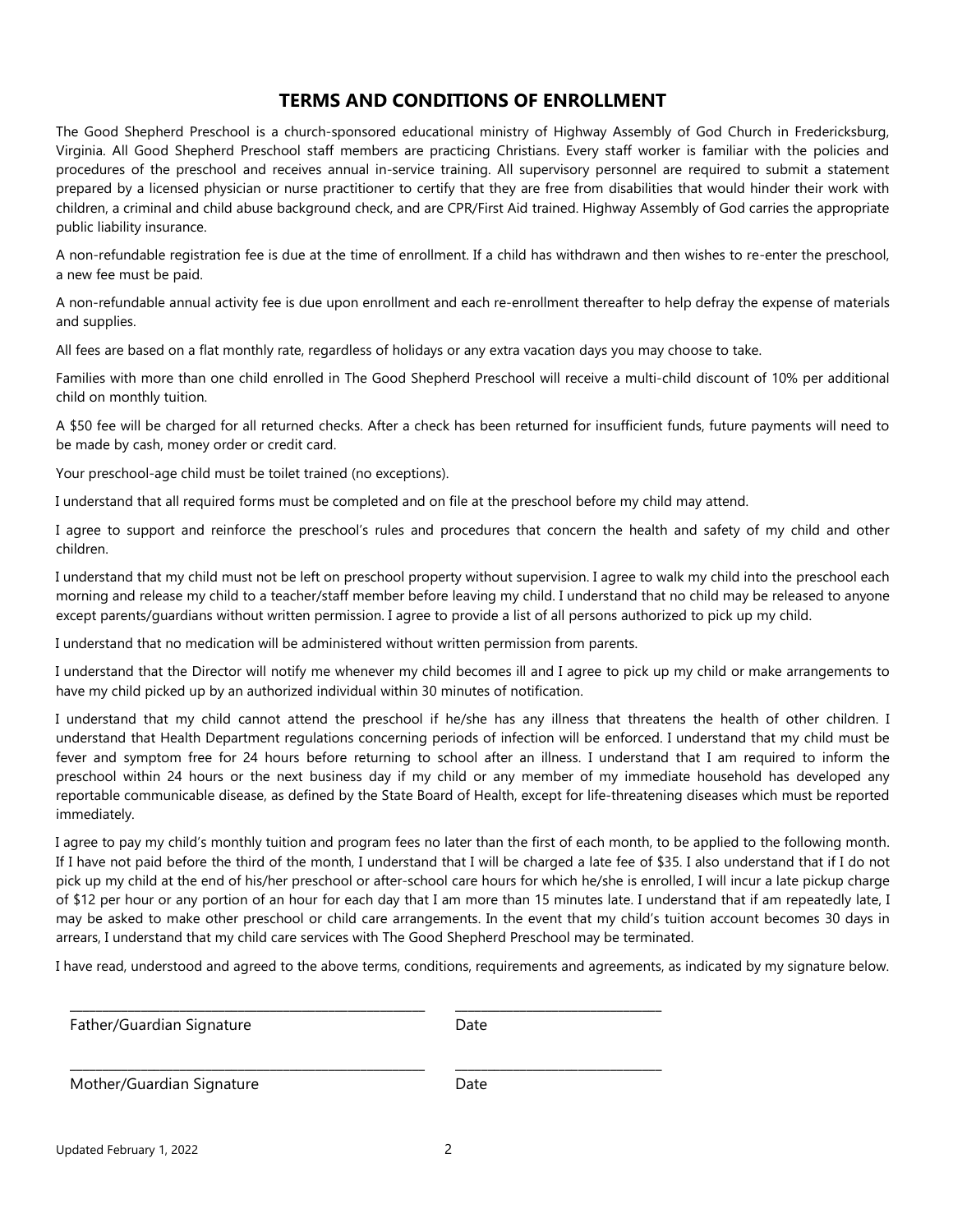## TERMS AND CONDITIONS OF ENROLLMENT

The Good Shepherd Preschool is a church-sponsored educational ministry of Highway Assembly of God Church in Fredericksburg, Virginia. All Good Shepherd Preschool staff members are practicing Christians. Every staff worker is familiar with the policies and procedures of the preschool and receives annual in-service training. All supervisory personnel are required to submit a statement prepared by a licensed physician or nurse practitioner to certify that they are free from disabilities that would hinder their work with children, a criminal and child abuse background check, and are CPR/First Aid trained. Highway Assembly of God carries the appropriate public liability insurance.

A non-refundable registration fee is due at the time of enrollment. If a child has withdrawn and then wishes to re-enter the preschool, a new fee must be paid.

A non-refundable annual activity fee is due upon enrollment and each re-enrollment thereafter to help defray the expense of materials and supplies.

All fees are based on a flat monthly rate, regardless of holidays or any extra vacation days you may choose to take.

Families with more than one child enrolled in The Good Shepherd Preschool will receive a multi-child discount of 10% per additional child on monthly tuition.

A $50 fee will be charged for all returned checks. After a check has been returned for insufficient funds, future payments will need to be made by cash, money order or credit card.

Your preschool-age child must be toilet trained (no exceptions).

I understand that all required forms must be completed and on file at the preschool before my child may attend.

I agree to support and reinforce the preschool's rules and procedures that concern the health and safety of my child and other children.

I understand that my child must not be left on preschool property without supervision. I agree to walk my child into the preschool each morning and release my child to a teacher/staff member before leaving my child. I understand that no child may be released to anyone except parents/guardians without written permission. I agree to provide a list of all persons authorized to pick up my child.

I understand that no medication will be administered without written permission from parents.

I understand that the Director will notify me whenever my child becomes ill and I agree to pick up my child or make arrangements to have my child picked up by an authorized individual within 30 minutes of notification.

I understand that my child cannot attend the preschool if he/she has any illness that threatens the health of other children. I understand that Health Department regulations concerning periods of infection will be enforced. I understand that my child must be fever and symptom free for 24 hours before returning to school after an illness. I understand that I am required to inform the preschool within 24 hours or the next business day if my child or any member of my immediate household has developed any reportable communicable disease, as defined by the State Board of Health, except for life-threatening diseases which must be reported immediately.

I agree to pay my child's monthly tuition and program fees no later than the first of each month, to be applied to the following month. If I have not paid before the third of the month, I understand that I will be charged a late fee of $35. I also understand that if I do not pick up my child at the end of his/her preschool or after-school care hours for which he/she is enrolled, I will incur a late pickup charge of $12 per hour or any portion of an hour for each day that I am more than 15 minutes late. I understand that if am repeatedly late, I may be asked to make other preschool or child care arrangements. In the event that my child's tuition account becomes 30 days in arrears, I understand that my child care services with The Good Shepherd Preschool may be terminated.

I have read, understood and agreed to the above terms, conditions, requirements and agreements, as indicated by my signature below.

\_\_\_\_\_\_\_\_\_\_\_\_\_\_\_\_\_\_\_\_\_\_\_\_\_\_\_\_\_\_\_\_\_\_\_\_\_\_\_\_ \_\_\_\_\_\_\_\_\_\_\_\_\_\_\_\_\_\_\_\_\_\_\_\_

Father/Guardian Signature Date

\_\_\_\_\_\_\_\_\_\_\_\_\_\_\_\_\_\_\_\_\_\_\_\_\_\_\_\_\_\_\_\_\_\_\_\_\_\_\_\_ \_\_\_\_\_\_\_\_\_\_\_\_\_\_\_\_\_\_\_\_\_\_\_\_

Mother/Guardian Signature Date

Updated February 1, 2022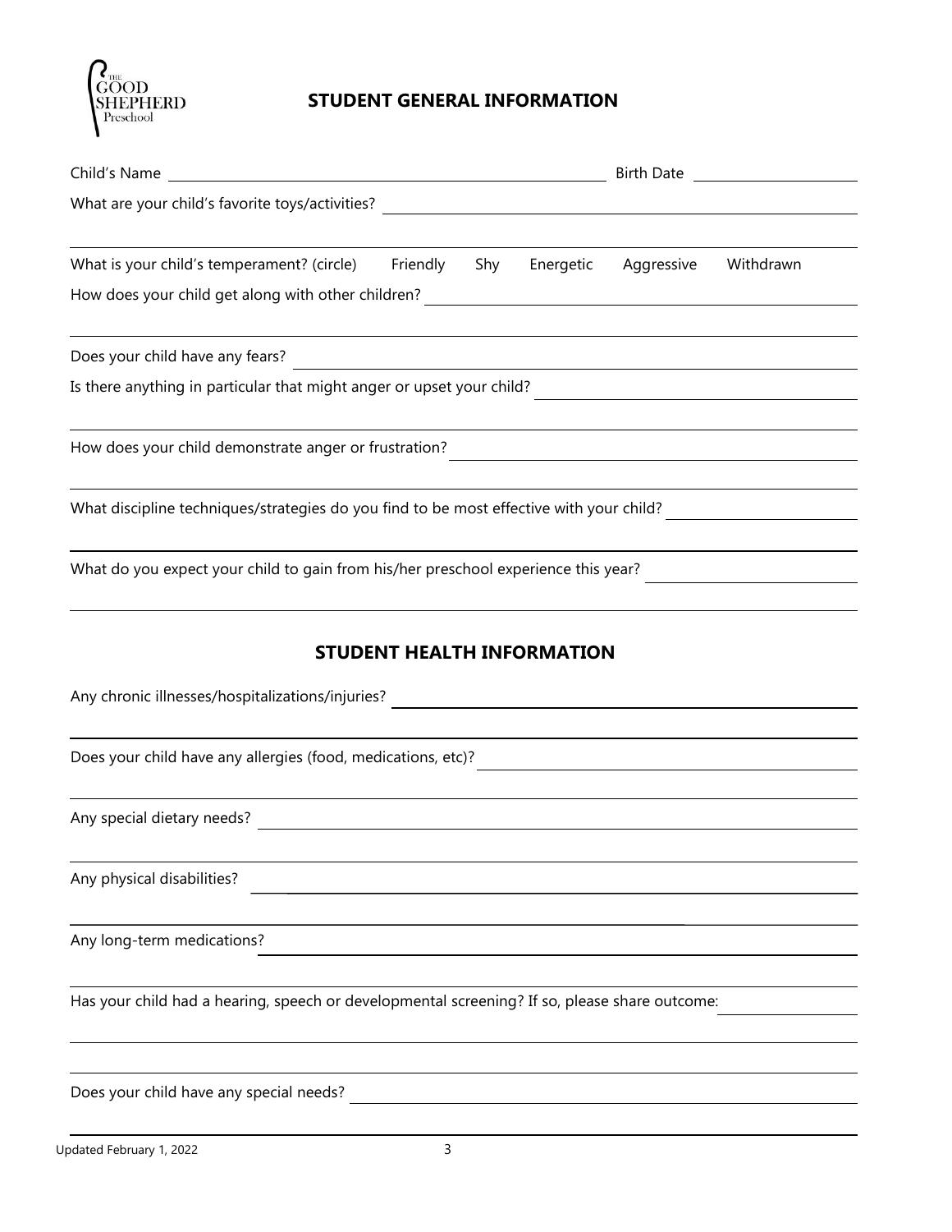THE GOOD SHEPHERD Preschool

## STUDENT GENERAL INFORMATION

Child's Name \_\_\_\_\_\_\_\_\_\_\_\_\_\_\_\_\_\_\_\_\_\_\_\_\_\_\_\_\_\_\_\_\_\_\_\_\_\_ Birth Date \_\_\_\_\_\_\_\_\_\_\_\_\_\_\_\_

What are your child's favorite toys/activities? \_\_\_\_\_\_\_\_\_\_\_\_\_\_\_\_\_\_\_\_\_\_\_\_\_\_\_\_\_\_\_\_\_\_\_\_\_\_

\_\_\_\_\_\_\_\_\_\_\_\_\_\_\_\_\_\_\_\_\_\_\_\_\_\_\_\_\_\_\_\_\_\_\_\_\_\_\_\_\_\_\_\_\_\_\_\_\_\_\_\_\_\_\_\_\_\_\_\_\_\_\_\_\_\_\_\_\_\_\_\_\_\_

What is your child's temperament? (circle) Friendly Shy Energetic Aggressive Withdrawn

How does your child get along with other children? \_\_\_\_\_\_\_\_\_\_\_\_\_\_\_\_\_\_\_\_\_\_\_\_\_\_\_\_\_\_\_\_\_\_

\_\_\_\_\_\_\_\_\_\_\_\_\_\_\_\_\_\_\_\_\_\_\_\_\_\_\_\_\_\_\_\_\_\_\_\_\_\_\_\_\_\_\_\_\_\_\_\_\_\_\_\_\_\_\_\_\_\_\_\_\_\_\_\_\_\_\_\_\_\_\_\_\_\_

Does your child have any fears? \_\_\_\_\_\_\_\_\_\_\_\_\_\_\_\_\_\_\_\_\_\_\_\_\_\_\_\_\_\_\_\_\_\_\_\_\_\_\_\_\_\_\_\_\_\_\_\_\_\_\_\_\_\_

Is there anything in particular that might anger or upset your child? \_\_\_\_\_\_\_\_\_\_\_\_\_\_\_\_\_\_\_\_\_\_\_\_\_\_

\_\_\_\_\_\_\_\_\_\_\_\_\_\_\_\_\_\_\_\_\_\_\_\_\_\_\_\_\_\_\_\_\_\_\_\_\_\_\_\_\_\_\_\_\_\_\_\_\_\_\_\_\_\_\_\_\_\_\_\_\_\_\_\_\_\_\_\_\_\_\_\_\_\_

How does your child demonstrate anger or frustration? \_\_\_\_\_\_\_\_\_\_\_\_\_\_\_\_\_\_\_\_\_\_\_\_\_\_\_\_\_\_\_\_\_\_

\_\_\_\_\_\_\_\_\_\_\_\_\_\_\_\_\_\_\_\_\_\_\_\_\_\_\_\_\_\_\_\_\_\_\_\_\_\_\_\_\_\_\_\_\_\_\_\_\_\_\_\_\_\_\_\_\_\_\_\_\_\_\_\_\_\_\_\_\_\_\_\_\_\_

What discipline techniques/strategies do you find to be most effective with your child? \_\_\_\_\_\_\_\_\_\_\_\_\_\_

\_\_\_\_\_\_\_\_\_\_\_\_\_\_\_\_\_\_\_\_\_\_\_\_\_\_\_\_\_\_\_\_\_\_\_\_\_\_\_\_\_\_\_\_\_\_\_\_\_\_\_\_\_\_\_\_\_\_\_\_\_\_\_\_\_\_\_\_\_\_\_\_\_\_

What do you expect your child to gain from his/her preschool experience this year? \_\_\_\_\_\_\_\_\_\_\_\_\_\_\_

\_\_\_\_\_\_\_\_\_\_\_\_\_\_\_\_\_\_\_\_\_\_\_\_\_\_\_\_\_\_\_\_\_\_\_\_\_\_\_\_\_\_\_\_\_\_\_\_\_\_\_\_\_\_\_\_\_\_\_\_\_\_\_\_\_\_\_\_\_\_\_\_\_\_

## STUDENT HEALTH INFORMATION

Any chronic illnesses/hospitalizations/injuries? \_\_\_\_\_\_\_\_\_\_\_\_\_\_\_\_\_\_\_\_\_\_\_\_\_\_\_\_\_\_\_\_\_\_\_\_\_\_

\_\_\_\_\_\_\_\_\_\_\_\_\_\_\_\_\_\_\_\_\_\_\_\_\_\_\_\_\_\_\_\_\_\_\_\_\_\_\_\_\_\_\_\_\_\_\_\_\_\_\_\_\_\_\_\_\_\_\_\_\_\_\_\_\_\_\_\_\_\_\_\_\_\_

Does your child have any allergies (food, medications, etc)? \_\_\_\_\_\_\_\_\_\_\_\_\_\_\_\_\_\_\_\_\_\_\_\_\_\_\_\_\_\_

\_\_\_\_\_\_\_\_\_\_\_\_\_\_\_\_\_\_\_\_\_\_\_\_\_\_\_\_\_\_\_\_\_\_\_\_\_\_\_\_\_\_\_\_\_\_\_\_\_\_\_\_\_\_\_\_\_\_\_\_\_\_\_\_\_\_\_\_\_\_\_\_\_\_

Any special dietary needs? \_\_\_\_\_\_\_\_\_\_\_\_\_\_\_\_\_\_\_\_\_\_\_\_\_\_\_\_\_\_\_\_\_\_\_\_\_\_\_\_\_\_\_\_\_\_\_\_\_\_\_\_\_\_\_\_

\_\_\_\_\_\_\_\_\_\_\_\_\_\_\_\_\_\_\_\_\_\_\_\_\_\_\_\_\_\_\_\_\_\_\_\_\_\_\_\_\_\_\_\_\_\_\_\_\_\_\_\_\_\_\_\_\_\_\_\_\_\_\_\_\_\_\_\_\_\_\_\_\_\_

Any physical disabilities? \_\_\_\_\_\_\_\_\_\_\_\_\_\_\_\_\_\_\_\_\_\_\_\_\_\_\_\_\_\_\_\_\_\_\_\_\_\_\_\_\_\_\_\_\_\_\_\_\_\_\_\_\_\_\_\_\_

\_\_\_\_\_\_\_\_\_\_\_\_\_\_\_\_\_\_\_\_\_\_\_\_\_\_\_\_\_\_\_\_\_\_\_\_\_\_\_\_\_\_\_\_\_\_\_\_\_\_\_\_\_\_\_\_\_\_\_\_\_\_\_\_\_\_\_\_\_\_\_\_\_\_

Any long-term medications? \_\_\_\_\_\_\_\_\_\_\_\_\_\_\_\_\_\_\_\_\_\_\_\_\_\_\_\_\_\_\_\_\_\_\_\_\_\_\_\_\_\_\_\_\_\_\_\_\_\_\_\_\_\_\_

\_\_\_\_\_\_\_\_\_\_\_\_\_\_\_\_\_\_\_\_\_\_\_\_\_\_\_\_\_\_\_\_\_\_\_\_\_\_\_\_\_\_\_\_\_\_\_\_\_\_\_\_\_\_\_\_\_\_\_\_\_\_\_\_\_\_\_\_\_\_\_\_\_\_

Has your child had a hearing, speech or developmental screening? If so, please share outcome: \_\_\_\_\_\_\_\_

\_\_\_\_\_\_\_\_\_\_\_\_\_\_\_\_\_\_\_\_\_\_\_\_\_\_\_\_\_\_\_\_\_\_\_\_\_\_\_\_\_\_\_\_\_\_\_\_\_\_\_\_\_\_\_\_\_\_\_\_\_\_\_\_\_\_\_\_\_\_\_\_\_\_

\_\_\_\_\_\_\_\_\_\_\_\_\_\_\_\_\_\_\_\_\_\_\_\_\_\_\_\_\_\_\_\_\_\_\_\_\_\_\_\_\_\_\_\_\_\_\_\_\_\_\_\_\_\_\_\_\_\_\_\_\_\_\_\_\_\_\_\_\_\_\_\_\_\_

Does your child have any special needs? \_\_\_\_\_\_\_\_\_\_\_\_\_\_\_\_\_\_\_\_\_\_\_\_\_\_\_\_\_\_\_\_\_\_\_\_\_\_\_\_\_\_\_\_

\_\_\_\_\_\_\_\_\_\_\_\_\_\_\_\_\_\_\_\_\_\_\_\_\_\_\_\_\_\_\_\_\_\_\_\_\_\_\_\_\_\_\_\_\_\_\_\_\_\_\_\_\_\_\_\_\_\_\_\_\_\_\_\_\_\_\_\_\_\_\_\_\_\_

Updated February 1, 2022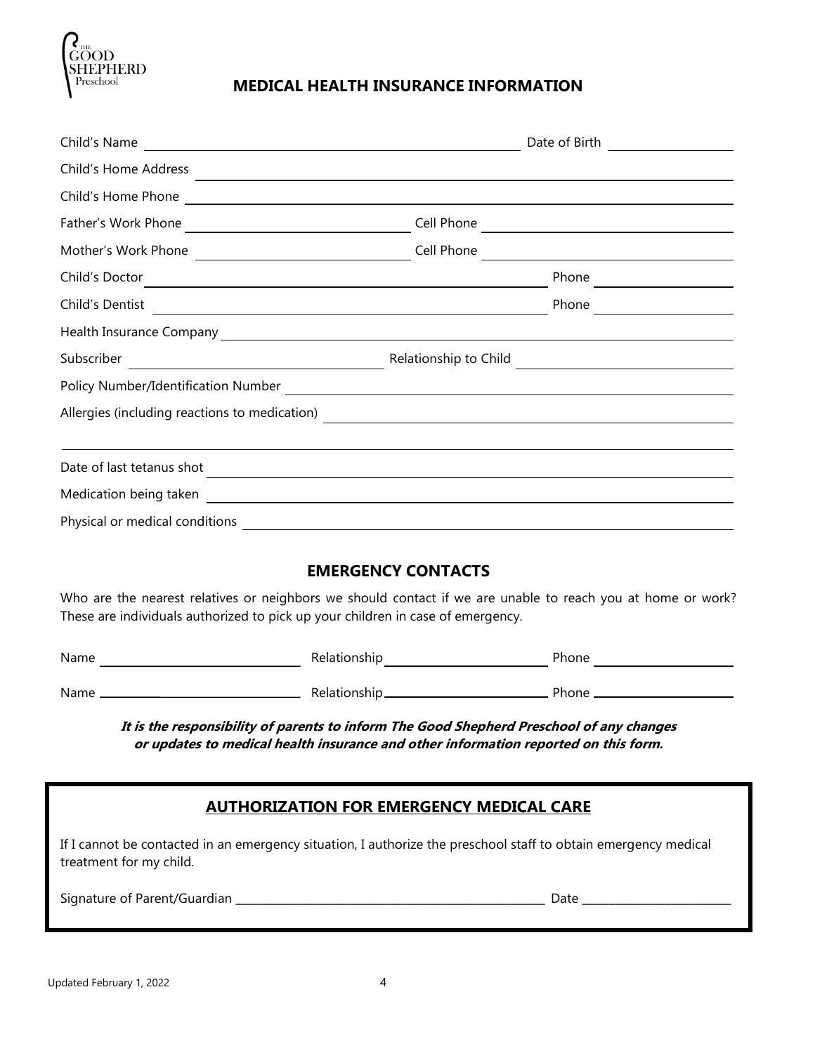## MEDICAL HEALTH INSURANCE INFORMATION

Child's Name ______________________________ Date of Birth ______________

Child's Home Address ______________________________

Child's Home Phone ______________________________

Father's Work Phone ______________________ Cell Phone ______________________

Mother's Work Phone ______________________ Cell Phone ______________________

Child's Doctor ______________________________ Phone ______________

Child's Dentist ______________________________ Phone ______________

Health Insurance Company ______________________________

Subscriber ______________________ Relationship to Child ______________________

Policy Number/Identification Number ______________________________

Allergies (including reactions to medication) ______________________________

______________________________

Date of last tetanus shot ______________________________

Medication being taken ______________________________

Physical or medical conditions ______________________________

## EMERGENCY CONTACTS

Who are the nearest relatives or neighbors we should contact if we are unable to reach you at home or work? These are individuals authorized to pick up your children in case of emergency.

Name ______________________ Relationship ______________________ Phone ______________

Name ______________________ Relationship ______________________ Phone ______________

***It is the responsibility of parents to inform The Good Shepherd Preschool of any changes or updates to medical health insurance and other information reported on this form.***

## AUTHORIZATION FOR EMERGENCY MEDICAL CARE

If I cannot be contacted in an emergency situation, I authorize the preschool staff to obtain emergency medical treatment for my child.

Signature of Parent/Guardian ______________________________ Date ______________

Updated February 1, 2022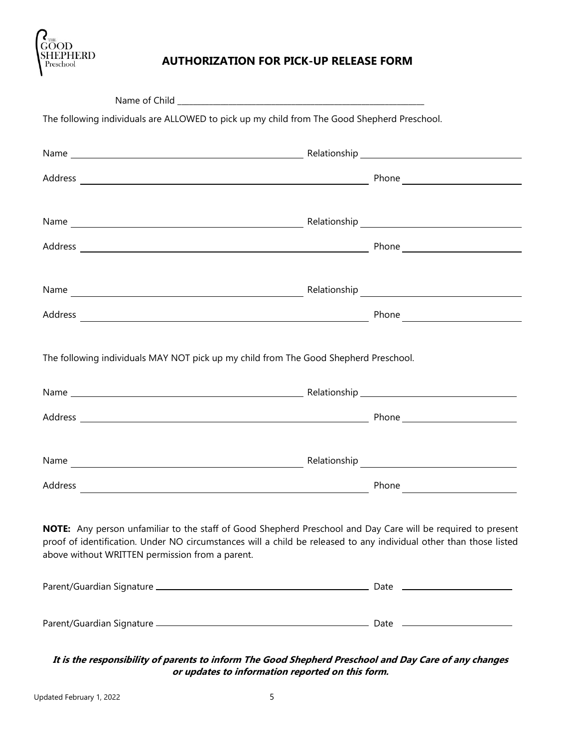# AUTHORIZATION FOR PICK-UP RELEASE FORM

Name of Child ______________________________________________

The following individuals are ALLOWED to pick up my child from The Good Shepherd Preschool.

Name ______________________________ Relationship ______________________

Address ______________________________ Phone ______________________

Name ______________________________ Relationship ______________________

Address ______________________________ Phone ______________________

Name ______________________________ Relationship ______________________

Address ______________________________ Phone ______________________

The following individuals MAY NOT pick up my child from The Good Shepherd Preschool.

Name ______________________________ Relationship ______________________

Address ______________________________ Phone ______________________

Name ______________________________ Relationship ______________________

Address ______________________________ Phone ______________________

**NOTE:** Any person unfamiliar to the staff of Good Shepherd Preschool and Day Care will be required to present proof of identification. Under NO circumstances will a child be released to any individual other than those listed above without WRITTEN permission from a parent.

Parent/Guardian Signature ______________________________ Date ______________________

Parent/Guardian Signature ______________________________ Date ______________________

***It is the responsibility of parents to inform The Good Shepherd Preschool and Day Care of any changes or updates to information reported on this form.***

Updated February 1, 2022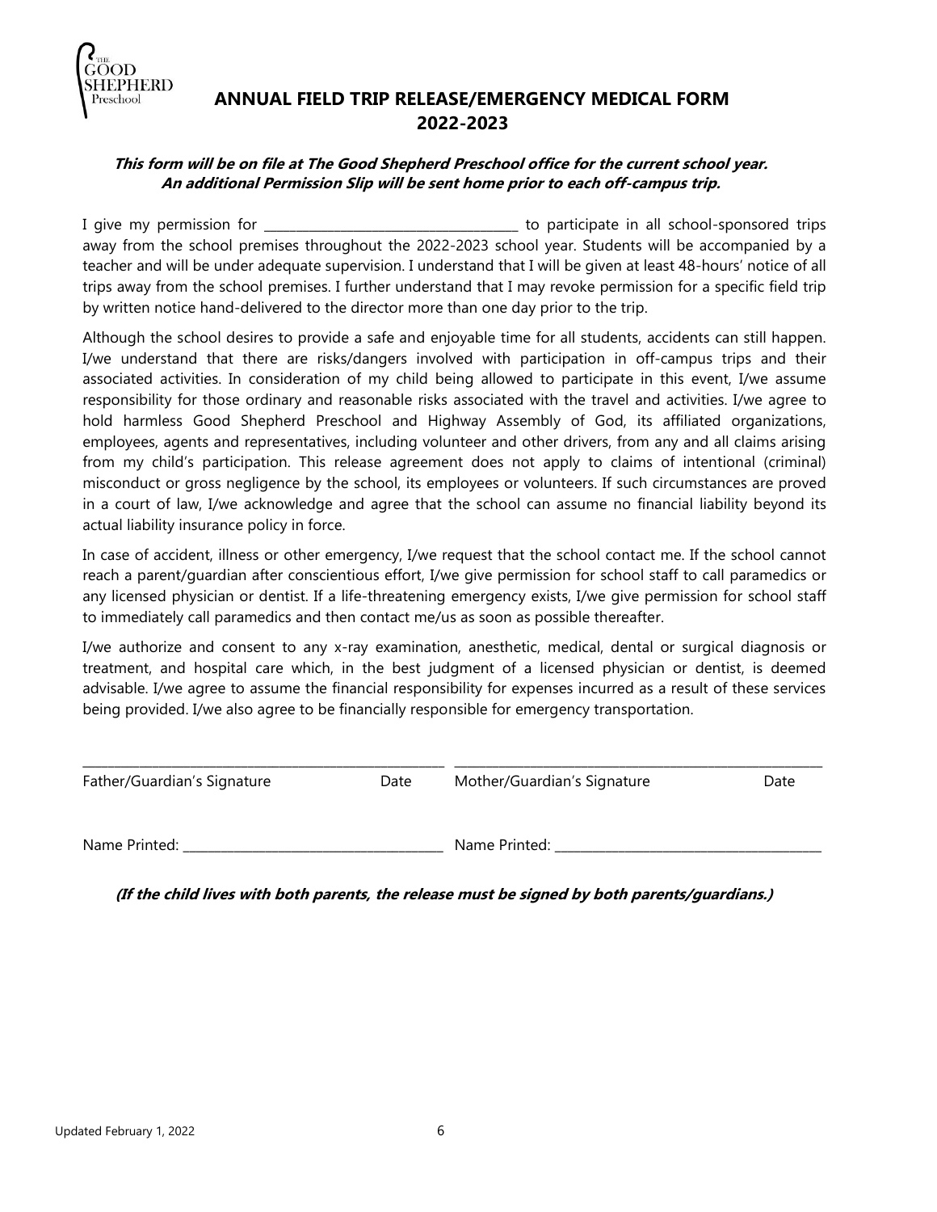# ANNUAL FIELD TRIP RELEASE/EMERGENCY MEDICAL FORM 2022-2023

***This form will be on file at The Good Shepherd Preschool office for the current school year. An additional Permission Slip will be sent home prior to each off-campus trip.***

I give my permission for _______________________________________ to participate in all school-sponsored trips away from the school premises throughout the 2022-2023 school year. Students will be accompanied by a teacher and will be under adequate supervision. I understand that I will be given at least 48-hours' notice of all trips away from the school premises. I further understand that I may revoke permission for a specific field trip by written notice hand-delivered to the director more than one day prior to the trip.

Although the school desires to provide a safe and enjoyable time for all students, accidents can still happen. I/we understand that there are risks/dangers involved with participation in off-campus trips and their associated activities. In consideration of my child being allowed to participate in this event, I/we assume responsibility for those ordinary and reasonable risks associated with the travel and activities. I/we agree to hold harmless Good Shepherd Preschool and Highway Assembly of God, its affiliated organizations, employees, agents and representatives, including volunteer and other drivers, from any and all claims arising from my child's participation. This release agreement does not apply to claims of intentional (criminal) misconduct or gross negligence by the school, its employees or volunteers. If such circumstances are proved in a court of law, I/we acknowledge and agree that the school can assume no financial liability beyond its actual liability insurance policy in force.

In case of accident, illness or other emergency, I/we request that the school contact me. If the school cannot reach a parent/guardian after conscientious effort, I/we give permission for school staff to call paramedics or any licensed physician or dentist. If a life-threatening emergency exists, I/we give permission for school staff to immediately call paramedics and then contact me/us as soon as possible thereafter.

I/we authorize and consent to any x-ray examination, anesthetic, medical, dental or surgical diagnosis or treatment, and hospital care which, in the best judgment of a licensed physician or dentist, is deemed advisable. I/we agree to assume the financial responsibility for expenses incurred as a result of these services being provided. I/we also agree to be financially responsible for emergency transportation.

_______________________________________________ _______________________________________________

Father/Guardian's Signature Date Mother/Guardian's Signature Date

Name Printed: _______________________________ Name Printed: _______________________________

***(If the child lives with both parents, the release must be signed by both parents/guardians.)***

Updated February 1, 2022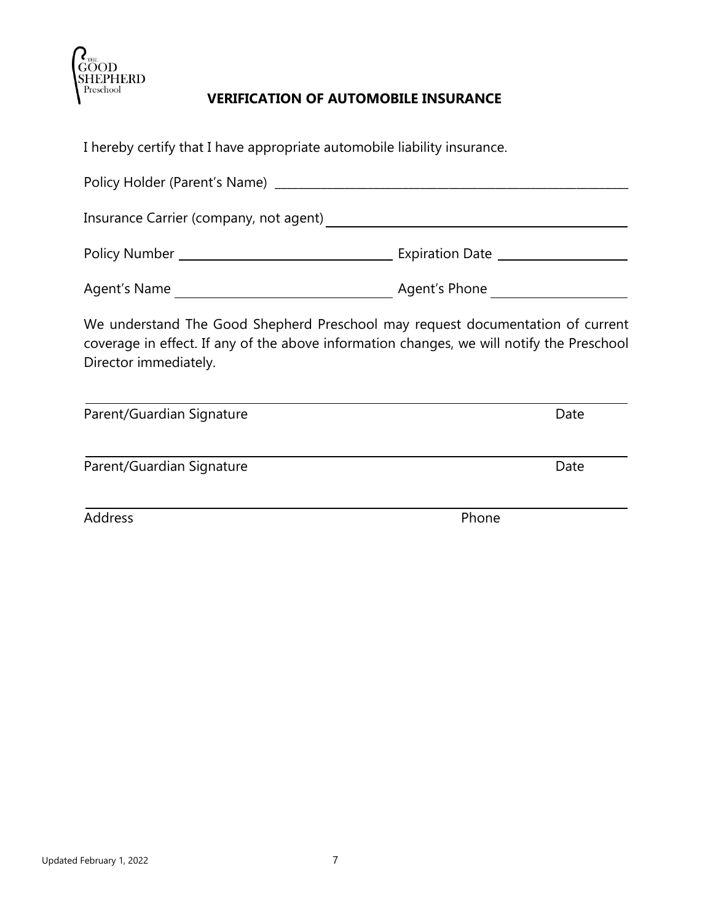# VERIFICATION OF AUTOMOBILE INSURANCE

I hereby certify that I have appropriate automobile liability insurance.

Policy Holder (Parent's Name) ______________________________

Insurance Carrier (company, not agent) ______________________________

Policy Number ______________________ Expiration Date ______________

Agent's Name ______________________ Agent's Phone ______________

We understand The Good Shepherd Preschool may request documentation of current coverage in effect. If any of the above information changes, we will notify the Preschool Director immediately.

______________________________________________

Parent/Guardian Signature Date

______________________________________________

Parent/Guardian Signature Date

______________________________________________

Address Phone

Updated February 1, 2022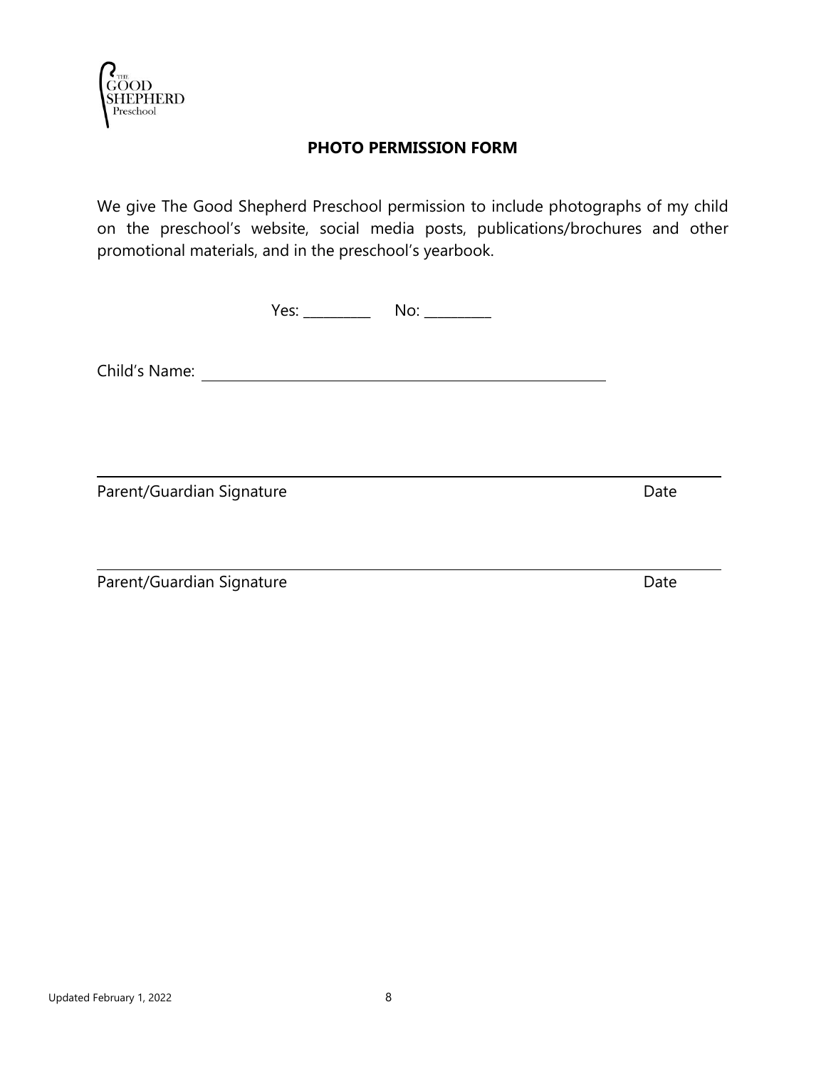THE GOOD SHEPHERD Preschool

## PHOTO PERMISSION FORM

We give The Good Shepherd Preschool permission to include photographs of my child on the preschool's website, social media posts, publications/brochures and other promotional materials, and in the preschool's yearbook.

Yes: __________ No: __________

Child's Name: ____________________________________________

______________________________________________________________

Parent/Guardian Signature Date

______________________________________________________________

Parent/Guardian Signature Date

Updated February 1, 2022